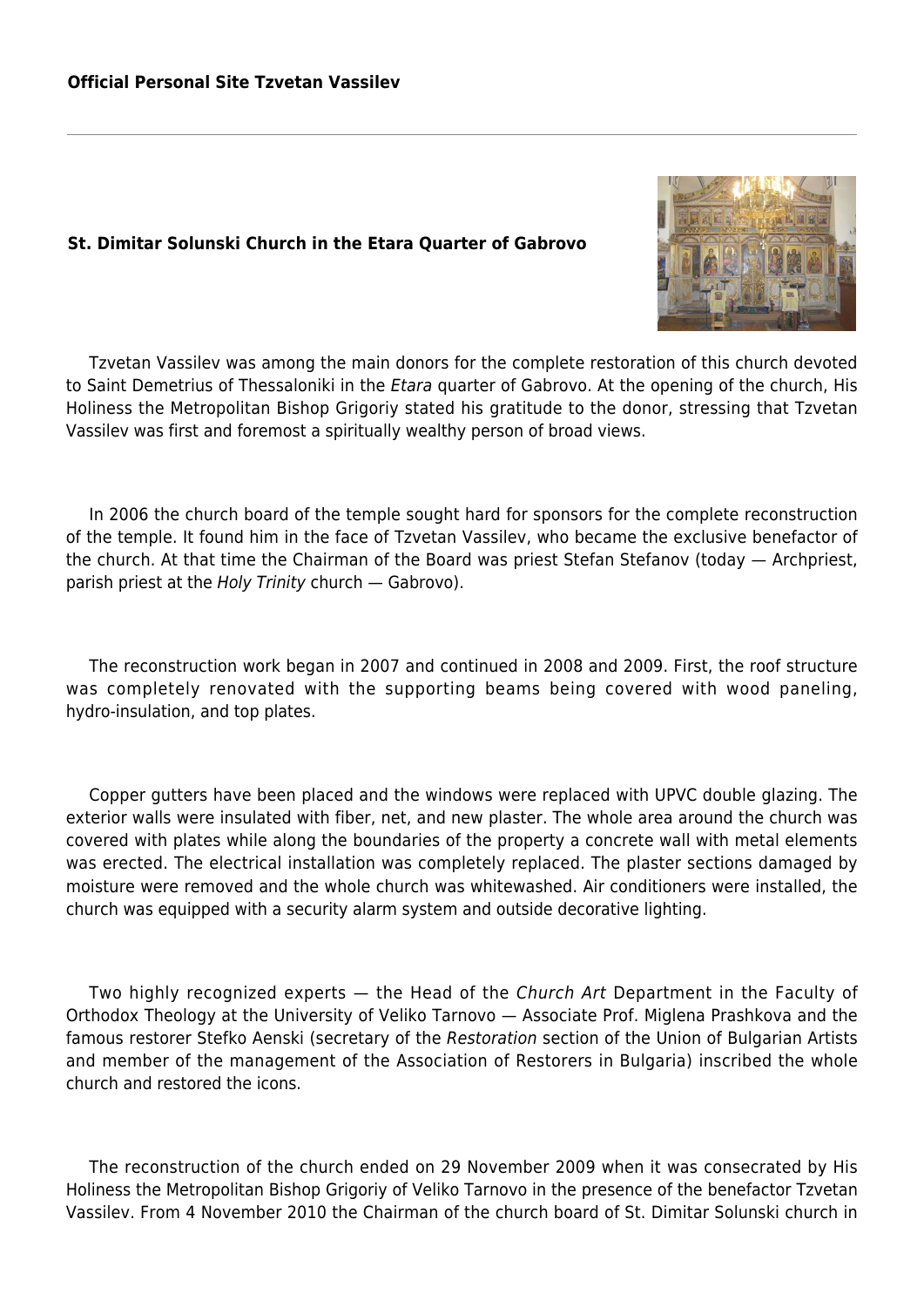### St. Dimitar Solunski Church in the Etara Quarter of Gabrovo

Tzvetan Vassilev was among the main donors for the complete restoration of this church devoted to Saint Demetrius of Thessaloniki in the *Etara* quarter of Gabrovo. At the opening of the church, His Holiness the Metropolitan Bishop Grigoriy stated his gratitude to the donor, stressing that Tzvetan Vassilev was first and foremost a spiritually wealthy person of broad views.

In 2006 the church board of the temple sought hard for sponsors for the complete reconstruction of the temple. It found him in the face of Tzvetan Vassilev, who became the exclusive benefactor of the church. At that time the Chairman of the Board was priest Stefan Stefanov (today — Archpriest, parish priest at the *Holy Trinity* church — Gabrovo).

The reconstruction work began in 2007 and continued in 2008 and 2009. First, the roof structure was completely renovated with the supporting beams being covered with wood paneling, hydro-insulation, and top plates.

Copper gutters have been placed and the windows were replaced with UPVC double glazing. The exterior walls were insulated with fiber, net, and new plaster. The whole area around the church was covered with plates while along the boundaries of the property a concrete wall with metal elements was erected. The electrical installation was completely replaced. The plaster sections damaged by moisture were removed and the whole church was whitewashed. Air conditioners were installed, the church was equipped with a security alarm system and outside decorative lighting.

Two highly recognized experts — the Head of the *Church Art* Department in the Faculty of Orthodox Theology at the University of Veliko Tarnovo — Associate Prof. Miglena Prashkova and the famous restorer Stefko Aenski (secretary of the *Restoration* section of the Union of Bulgarian Artists and member of the management of the Association of Restorers in Bulgaria) inscribed the whole church and restored the icons.

The reconstruction of the church ended on 29 November 2009 when it was consecrated by His Holiness the Metropolitan Bishop Grigoriy of Veliko Tarnovo in the presence of the benefactor Tzvetan Vassilev. From 4 November 2010 the Chairman of the church board of St. Dimitar Solunski church in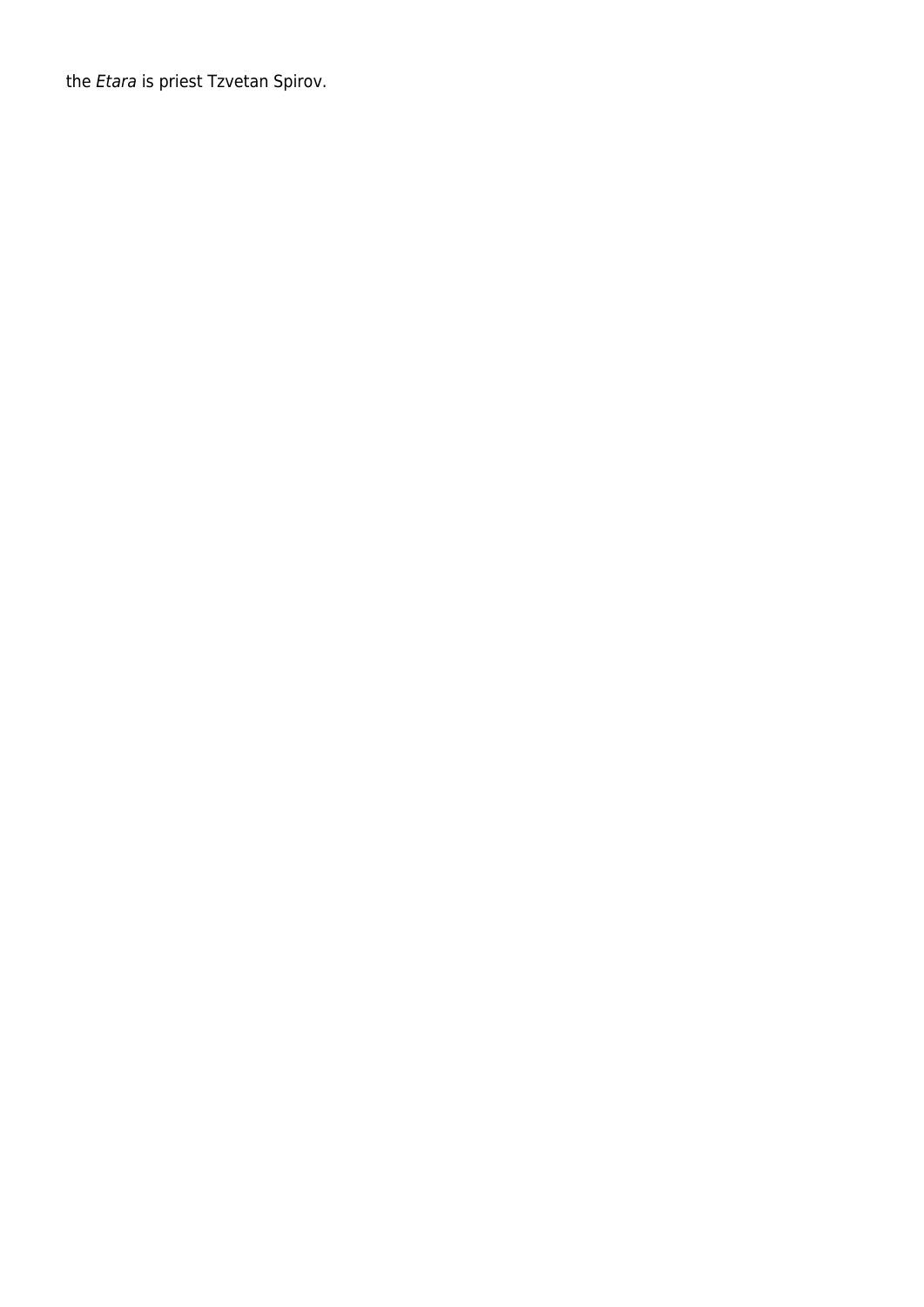the *Etara* is priest Tzvetan Spirov.